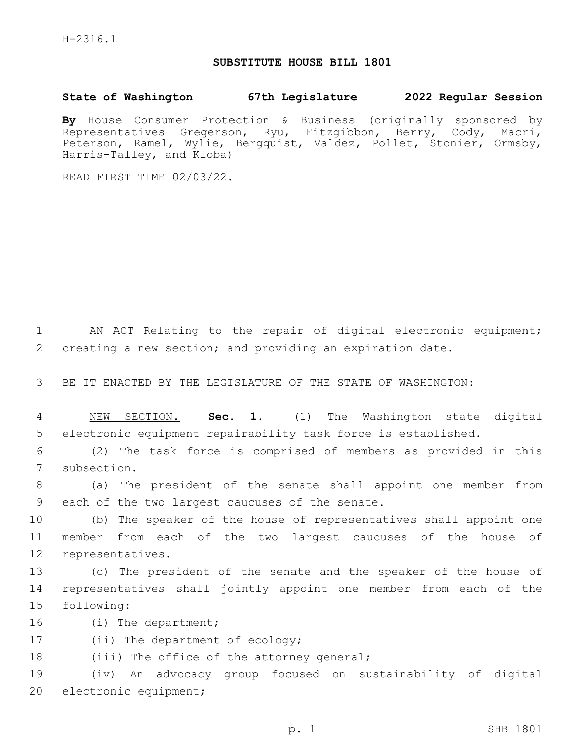H-2316.1

# SUBSTITUTE HOUSE BILL 1801

**State of Washington 67th Legislature 2022 Regular Session**

**By** House Consumer Protection & Business (originally sponsored by Representatives Gregerson, Ryu, Fitzgibbon, Berry, Cody, Macri, Peterson, Ramel, Wylie, Bergquist, Valdez, Pollet, Stonier, Ormsby, Harris-Talley, and Kloba)

READ FIRST TIME 02/03/22.

AN ACT Relating to the repair of digital electronic equipment; creating a new section; and providing an expiration date.

BE IT ENACTED BY THE LEGISLATURE OF THE STATE OF WASHINGTON:

NEW SECTION. **Sec. 1.** (1) The Washington state digital electronic equipment repairability task force is established.

(2) The task force is comprised of members as provided in this subsection.

(a) The president of the senate shall appoint one member from each of the two largest caucuses of the senate.

(b) The speaker of the house of representatives shall appoint one member from each of the two largest caucuses of the house of representatives.

(c) The president of the senate and the speaker of the house of representatives shall jointly appoint one member from each of the following:

(i) The department;

(ii) The department of ecology;

(iii) The office of the attorney general;

(iv) An advocacy group focused on sustainability of digital electronic equipment;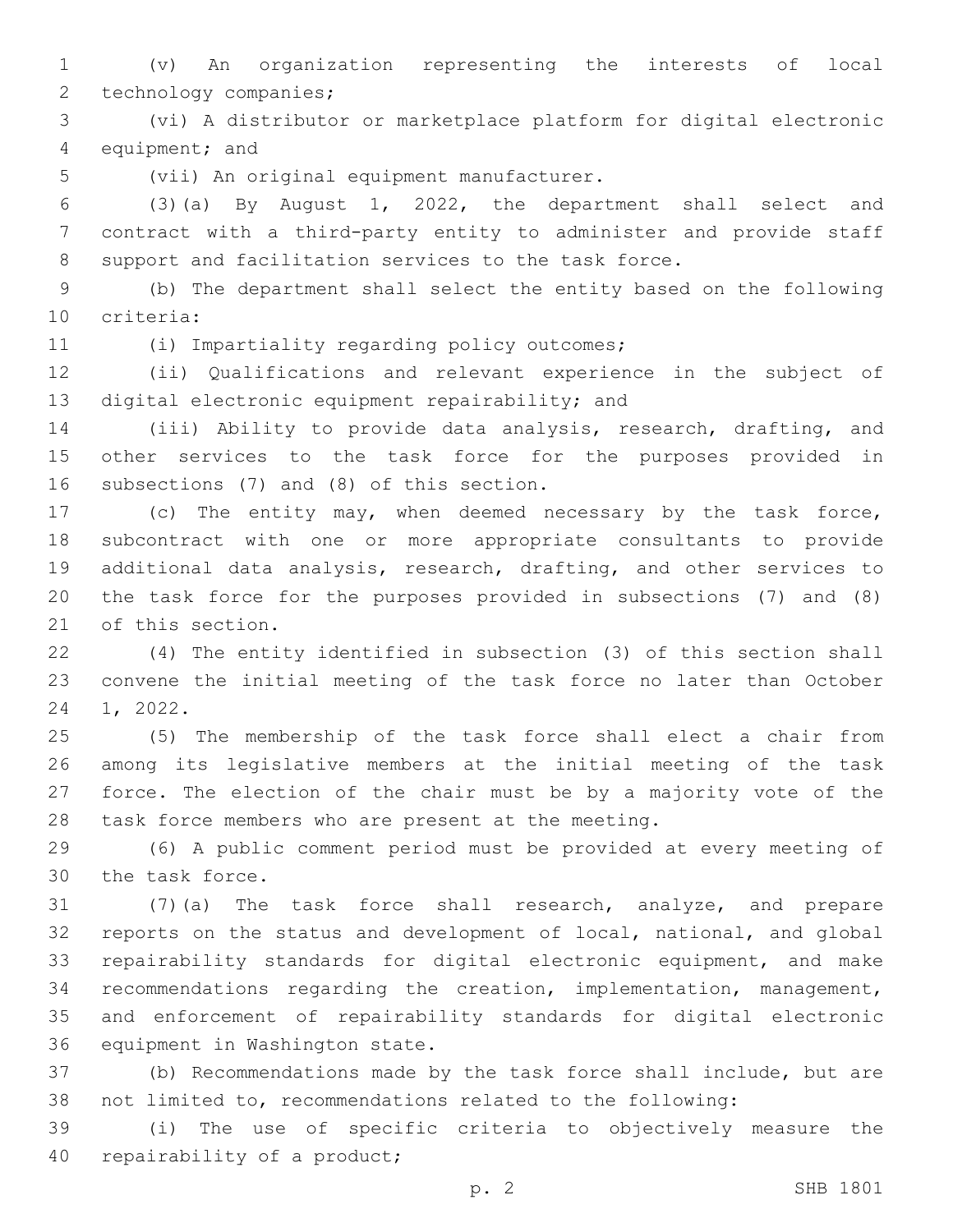(v) An organization representing the interests of local technology companies;

(vi) A distributor or marketplace platform for digital electronic equipment; and

(vii) An original equipment manufacturer.

(3)(a) By August 1, 2022, the department shall select and contract with a third-party entity to administer and provide staff support and facilitation services to the task force.

(b) The department shall select the entity based on the following criteria:

(i) Impartiality regarding policy outcomes;

(ii) Qualifications and relevant experience in the subject of digital electronic equipment repairability; and

(iii) Ability to provide data analysis, research, drafting, and other services to the task force for the purposes provided in subsections (7) and (8) of this section.

(c) The entity may, when deemed necessary by the task force, subcontract with one or more appropriate consultants to provide additional data analysis, research, drafting, and other services to the task force for the purposes provided in subsections (7) and (8) of this section.

(4) The entity identified in subsection (3) of this section shall convene the initial meeting of the task force no later than October 1, 2022.

(5) The membership of the task force shall elect a chair from among its legislative members at the initial meeting of the task force. The election of the chair must be by a majority vote of the task force members who are present at the meeting.

(6) A public comment period must be provided at every meeting of the task force.

(7)(a) The task force shall research, analyze, and prepare reports on the status and development of local, national, and global repairability standards for digital electronic equipment, and make recommendations regarding the creation, implementation, management, and enforcement of repairability standards for digital electronic equipment in Washington state.

(b) Recommendations made by the task force shall include, but are not limited to, recommendations related to the following:

(i) The use of specific criteria to objectively measure the repairability of a product;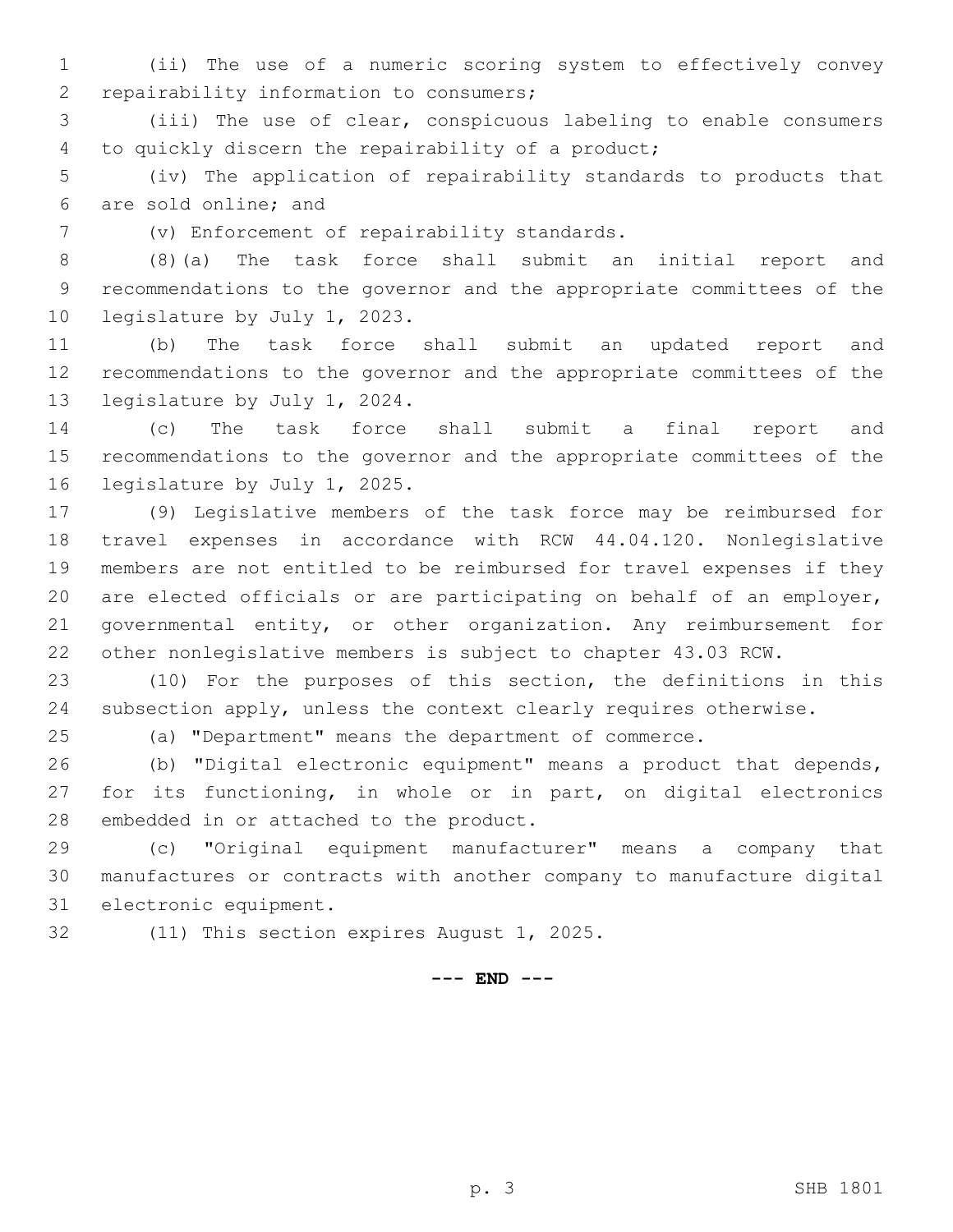(ii) The use of a numeric scoring system to effectively convey repairability information to consumers;

(iii) The use of clear, conspicuous labeling to enable consumers to quickly discern the repairability of a product;

(iv) The application of repairability standards to products that are sold online; and

(v) Enforcement of repairability standards.

(8)(a) The task force shall submit an initial report and recommendations to the governor and the appropriate committees of the legislature by July 1, 2023.

(b) The task force shall submit an updated report and recommendations to the governor and the appropriate committees of the legislature by July 1, 2024.

(c) The task force shall submit a final report and recommendations to the governor and the appropriate committees of the legislature by July 1, 2025.

(9) Legislative members of the task force may be reimbursed for travel expenses in accordance with RCW 44.04.120. Nonlegislative members are not entitled to be reimbursed for travel expenses if they are elected officials or are participating on behalf of an employer, governmental entity, or other organization. Any reimbursement for other nonlegislative members is subject to chapter 43.03 RCW.

(10) For the purposes of this section, the definitions in this subsection apply, unless the context clearly requires otherwise.

(a) "Department" means the department of commerce.

(b) "Digital electronic equipment" means a product that depends, for its functioning, in whole or in part, on digital electronics embedded in or attached to the product.

(c) "Original equipment manufacturer" means a company that manufactures or contracts with another company to manufacture digital electronic equipment.

(11) This section expires August 1, 2025.

**--- END ---**